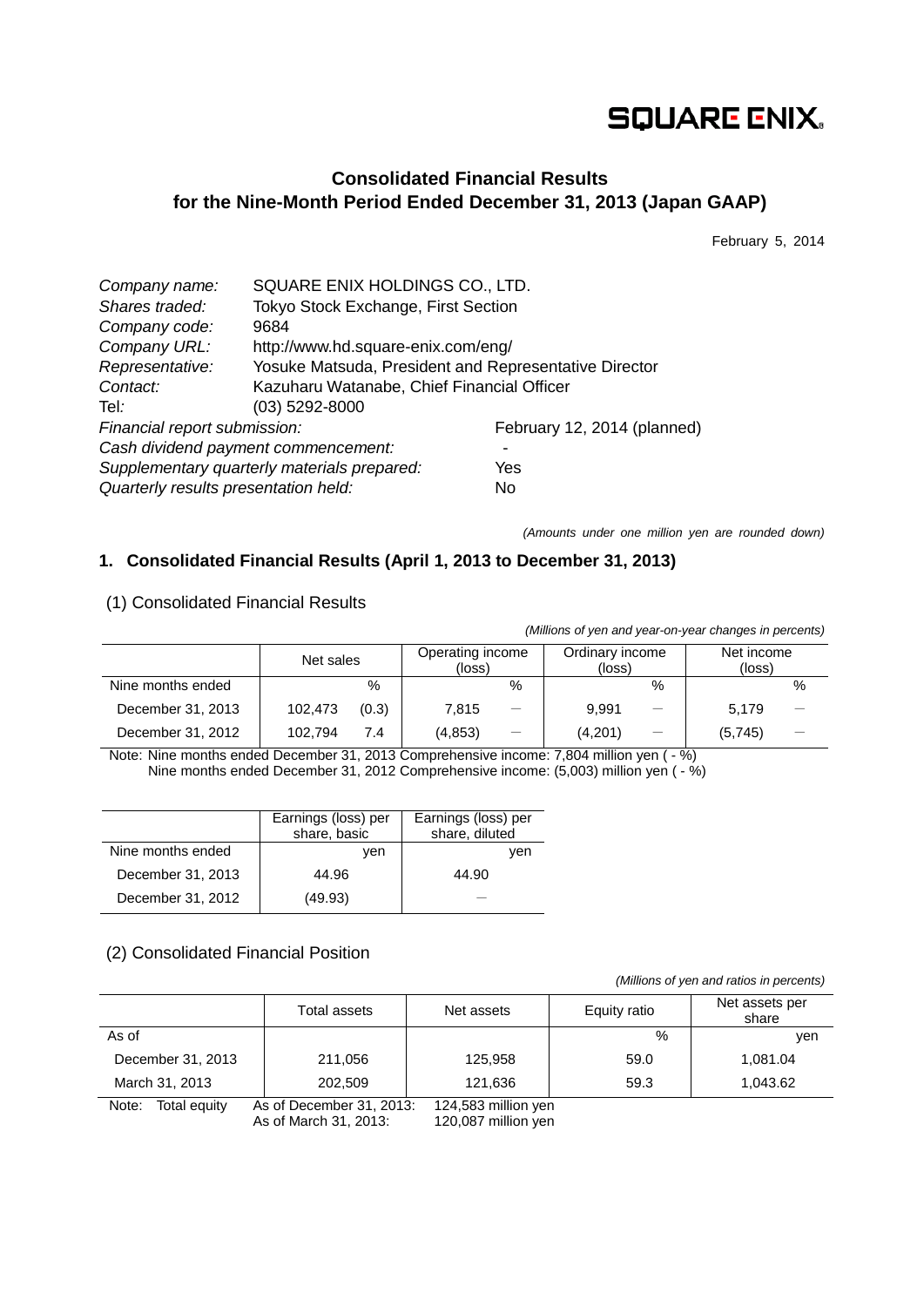SQUARE ENIX

# Consolidated Financial Results for the Nine-Month Period Ended December 31, 2013 (Japan GAAP)

February 5, 2014

| | |
|---|---|
| *Company name:* | SQUARE ENIX HOLDINGS CO., LTD. |
| *Shares traded:* | Tokyo Stock Exchange, First Section |
| *Company code:* | 9684 |
| *Company URL:* | http://www.hd.square-enix.com/eng/ |
| *Representative:* | Yosuke Matsuda, President and Representative Director |
| *Contact:* | Kazuharu Watanabe, Chief Financial Officer |
| Tel*:* | (03) 5292-8000 |
| *Financial report submission:* | February 12, 2014 (planned) |
| *Cash dividend payment commencement:* | - |
| *Supplementary quarterly materials prepared:* | Yes |
| *Quarterly results presentation held:* | No |

*(Amounts under one million yen are rounded down)*

## 1. Consolidated Financial Results (April 1, 2013 to December 31, 2013)

### (1) Consolidated Financial Results

*(Millions of yen and year-on-year changes in percents)*

| | Net sales | | Operating income (loss) | | Ordinary income (loss) | | Net income (loss) | |
|---|---|---|---|---|---|---|---|---|
| Nine months ended | | % | | % | | % | | % |
| December 31, 2013 | 102,473 | (0.3) | 7,815 | — | 9,991 | — | 5,179 | — |
| December 31, 2012 | 102,794 | 7.4 | (4,853) | — | (4,201) | — | (5,745) | — |

Note: Nine months ended December 31, 2013 Comprehensive income: 7,804 million yen ( - %)
Nine months ended December 31, 2012 Comprehensive income: (5,003) million yen ( - %)

| | Earnings (loss) per share, basic | Earnings (loss) per share, diluted |
|---|---|---|
| Nine months ended | yen | yen |
| December 31, 2013 | 44.96 | 44.90 |
| December 31, 2012 | (49.93) | — |

### (2) Consolidated Financial Position

*(Millions of yen and ratios in percents)*

| | Total assets | Net assets | Equity ratio | Net assets per share |
|---|---|---|---|---|
| As of | | | % | yen |
| December 31, 2013 | 211,056 | 125,958 | 59.0 | 1,081.04 |
| March 31, 2013 | 202,509 | 121,636 | 59.3 | 1,043.62 |

Note: Total equity As of December 31, 2013: 124,583 million yen
As of March 31, 2013: 120,087 million yen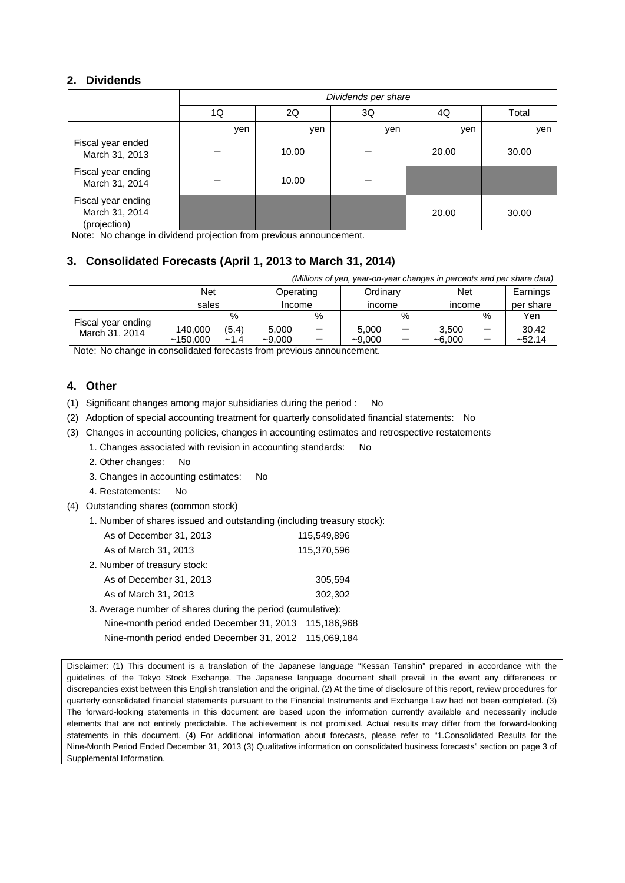## 2. Dividends

| | Dividends per share | | | | |
|---|---|---|---|---|---|
| | 1Q | 2Q | 3Q | 4Q | Total |
| | yen | yen | yen | yen | yen |
| Fiscal year ended March 31, 2013 | ― | 10.00 | ― | 20.00 | 30.00 |
| Fiscal year ending March 31, 2014 | ― | 10.00 | ― | | |
| Fiscal year ending March 31, 2014 (projection) | | | | 20.00 | 30.00 |

Note: No change in dividend projection from previous announcement.

## 3. Consolidated Forecasts (April 1, 2013 to March 31, 2014)

*(Millions of yen, year-on-year changes in percents and per share data)*

| | Net sales | | Operating Income | | Ordinary income | | Net income | | Earnings per share |
|---|---|---|---|---|---|---|---|---|---|
| | | % | | % | | % | | % | Yen |
| Fiscal year ending March 31, 2014 | 140,000 ~150,000 | (5.4) ~1.4 | 5,000 ~9,000 | ― ― | 5,000 ~9,000 | ― ― | 3,500 ~6,000 | ― ― | 30.42 ~52.14 |

Note: No change in consolidated forecasts from previous announcement.

## 4. Other

(1) Significant changes among major subsidiaries during the period : No

(2) Adoption of special accounting treatment for quarterly consolidated financial statements: No

(3) Changes in accounting policies, changes in accounting estimates and retrospective restatements

1. Changes associated with revision in accounting standards: No
2. Other changes: No
3. Changes in accounting estimates: No
4. Restatements: No

(4) Outstanding shares (common stock)

1. Number of shares issued and outstanding (including treasury stock):
   - As of December 31, 2013 115,549,896
   - As of March 31, 2013 115,370,596
2. Number of treasury stock:
   - As of December 31, 2013 305,594
   - As of March 31, 2013 302,302
3. Average number of shares during the period (cumulative):
   - Nine-month period ended December 31, 2013 115,186,968
   - Nine-month period ended December 31, 2012 115,069,184

Disclaimer: (1) This document is a translation of the Japanese language "Kessan Tanshin" prepared in accordance with the guidelines of the Tokyo Stock Exchange. The Japanese language document shall prevail in the event any differences or discrepancies exist between this English translation and the original. (2) At the time of disclosure of this report, review procedures for quarterly consolidated financial statements pursuant to the Financial Instruments and Exchange Law had not been completed. (3) The forward-looking statements in this document are based upon the information currently available and necessarily include elements that are not entirely predictable. The achievement is not promised. Actual results may differ from the forward-looking statements in this document. (4) For additional information about forecasts, please refer to "1.Consolidated Results for the Nine-Month Period Ended December 31, 2013 (3) Qualitative information on consolidated business forecasts" section on page 3 of Supplemental Information.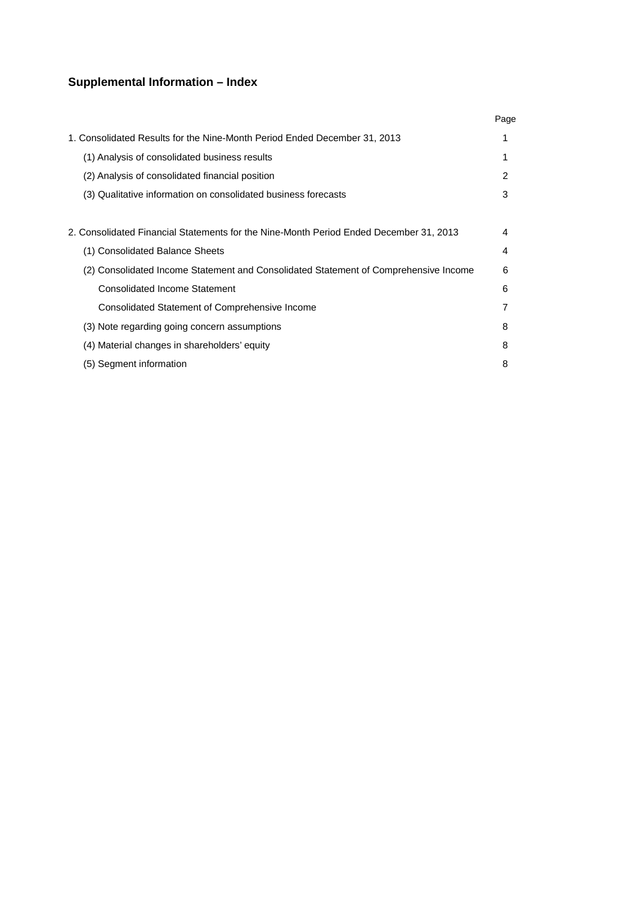## Supplemental Information – Index

| | Page |
|---|---|
| 1. Consolidated Results for the Nine-Month Period Ended December 31, 2013 | 1 |
| (1) Analysis of consolidated business results | 1 |
| (2) Analysis of consolidated financial position | 2 |
| (3) Qualitative information on consolidated business forecasts | 3 |
| | |
| 2. Consolidated Financial Statements for the Nine-Month Period Ended December 31, 2013 | 4 |
| (1) Consolidated Balance Sheets | 4 |
| (2) Consolidated Income Statement and Consolidated Statement of Comprehensive Income | 6 |
| Consolidated Income Statement | 6 |
| Consolidated Statement of Comprehensive Income | 7 |
| (3) Note regarding going concern assumptions | 8 |
| (4) Material changes in shareholders' equity | 8 |
| (5) Segment information | 8 |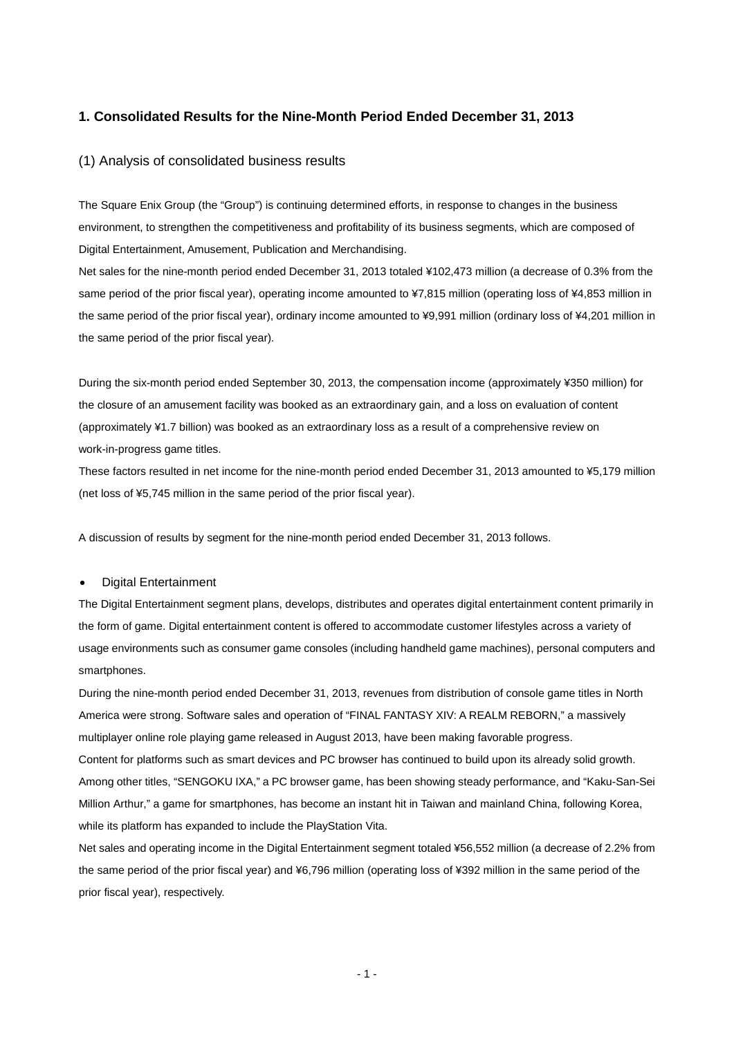## 1. Consolidated Results for the Nine-Month Period Ended December 31, 2013

### (1) Analysis of consolidated business results

The Square Enix Group (the "Group") is continuing determined efforts, in response to changes in the business environment, to strengthen the competitiveness and profitability of its business segments, which are composed of Digital Entertainment, Amusement, Publication and Merchandising.

Net sales for the nine-month period ended December 31, 2013 totaled ¥102,473 million (a decrease of 0.3% from the same period of the prior fiscal year), operating income amounted to ¥7,815 million (operating loss of ¥4,853 million in the same period of the prior fiscal year), ordinary income amounted to ¥9,991 million (ordinary loss of ¥4,201 million in the same period of the prior fiscal year).

During the six-month period ended September 30, 2013, the compensation income (approximately ¥350 million) for the closure of an amusement facility was booked as an extraordinary gain, and a loss on evaluation of content (approximately ¥1.7 billion) was booked as an extraordinary loss as a result of a comprehensive review on work-in-progress game titles.

These factors resulted in net income for the nine-month period ended December 31, 2013 amounted to ¥5,179 million (net loss of ¥5,745 million in the same period of the prior fiscal year).

A discussion of results by segment for the nine-month period ended December 31, 2013 follows.

- Digital Entertainment

The Digital Entertainment segment plans, develops, distributes and operates digital entertainment content primarily in the form of game. Digital entertainment content is offered to accommodate customer lifestyles across a variety of usage environments such as consumer game consoles (including handheld game machines), personal computers and smartphones.

During the nine-month period ended December 31, 2013, revenues from distribution of console game titles in North America were strong. Software sales and operation of "FINAL FANTASY XIV: A REALM REBORN," a massively multiplayer online role playing game released in August 2013, have been making favorable progress.

Content for platforms such as smart devices and PC browser has continued to build upon its already solid growth. Among other titles, "SENGOKU IXA," a PC browser game, has been showing steady performance, and "Kaku-San-Sei Million Arthur," a game for smartphones, has become an instant hit in Taiwan and mainland China, following Korea, while its platform has expanded to include the PlayStation Vita.

Net sales and operating income in the Digital Entertainment segment totaled ¥56,552 million (a decrease of 2.2% from the same period of the prior fiscal year) and ¥6,796 million (operating loss of ¥392 million in the same period of the prior fiscal year), respectively.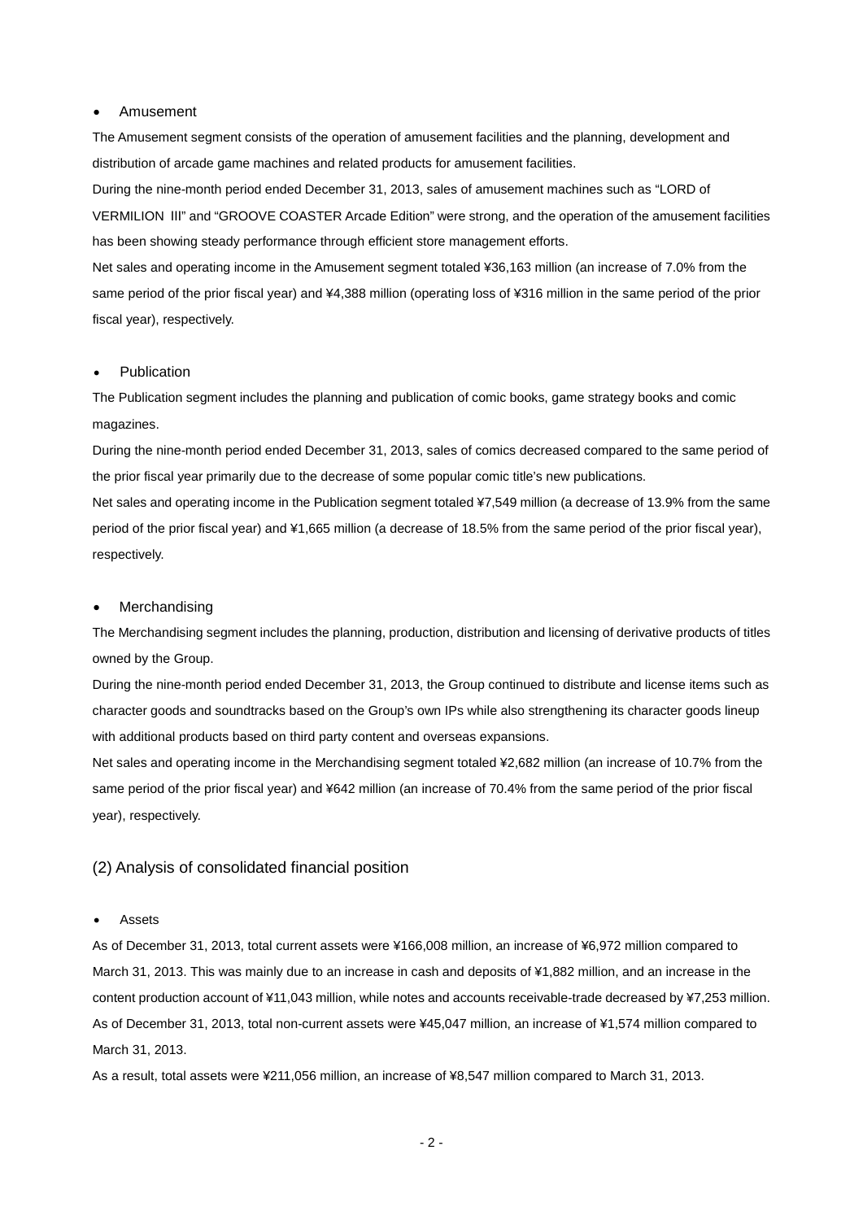- Amusement

The Amusement segment consists of the operation of amusement facilities and the planning, development and distribution of arcade game machines and related products for amusement facilities.

During the nine-month period ended December 31, 2013, sales of amusement machines such as “LORD of VERMILION III” and “GROOVE COASTER Arcade Edition” were strong, and the operation of the amusement facilities has been showing steady performance through efficient store management efforts.

Net sales and operating income in the Amusement segment totaled ¥36,163 million (an increase of 7.0% from the same period of the prior fiscal year) and ¥4,388 million (operating loss of ¥316 million in the same period of the prior fiscal year), respectively.

- Publication

The Publication segment includes the planning and publication of comic books, game strategy books and comic magazines.

During the nine-month period ended December 31, 2013, sales of comics decreased compared to the same period of the prior fiscal year primarily due to the decrease of some popular comic title’s new publications.

Net sales and operating income in the Publication segment totaled ¥7,549 million (a decrease of 13.9% from the same period of the prior fiscal year) and ¥1,665 million (a decrease of 18.5% from the same period of the prior fiscal year), respectively.

- Merchandising

The Merchandising segment includes the planning, production, distribution and licensing of derivative products of titles owned by the Group.

During the nine-month period ended December 31, 2013, the Group continued to distribute and license items such as character goods and soundtracks based on the Group’s own IPs while also strengthening its character goods lineup with additional products based on third party content and overseas expansions.

Net sales and operating income in the Merchandising segment totaled ¥2,682 million (an increase of 10.7% from the same period of the prior fiscal year) and ¥642 million (an increase of 70.4% from the same period of the prior fiscal year), respectively.

## (2) Analysis of consolidated financial position

- Assets

As of December 31, 2013, total current assets were ¥166,008 million, an increase of ¥6,972 million compared to March 31, 2013. This was mainly due to an increase in cash and deposits of ¥1,882 million, and an increase in the content production account of ¥11,043 million, while notes and accounts receivable-trade decreased by ¥7,253 million.

As of December 31, 2013, total non-current assets were ¥45,047 million, an increase of ¥1,574 million compared to March 31, 2013.

As a result, total assets were ¥211,056 million, an increase of ¥8,547 million compared to March 31, 2013.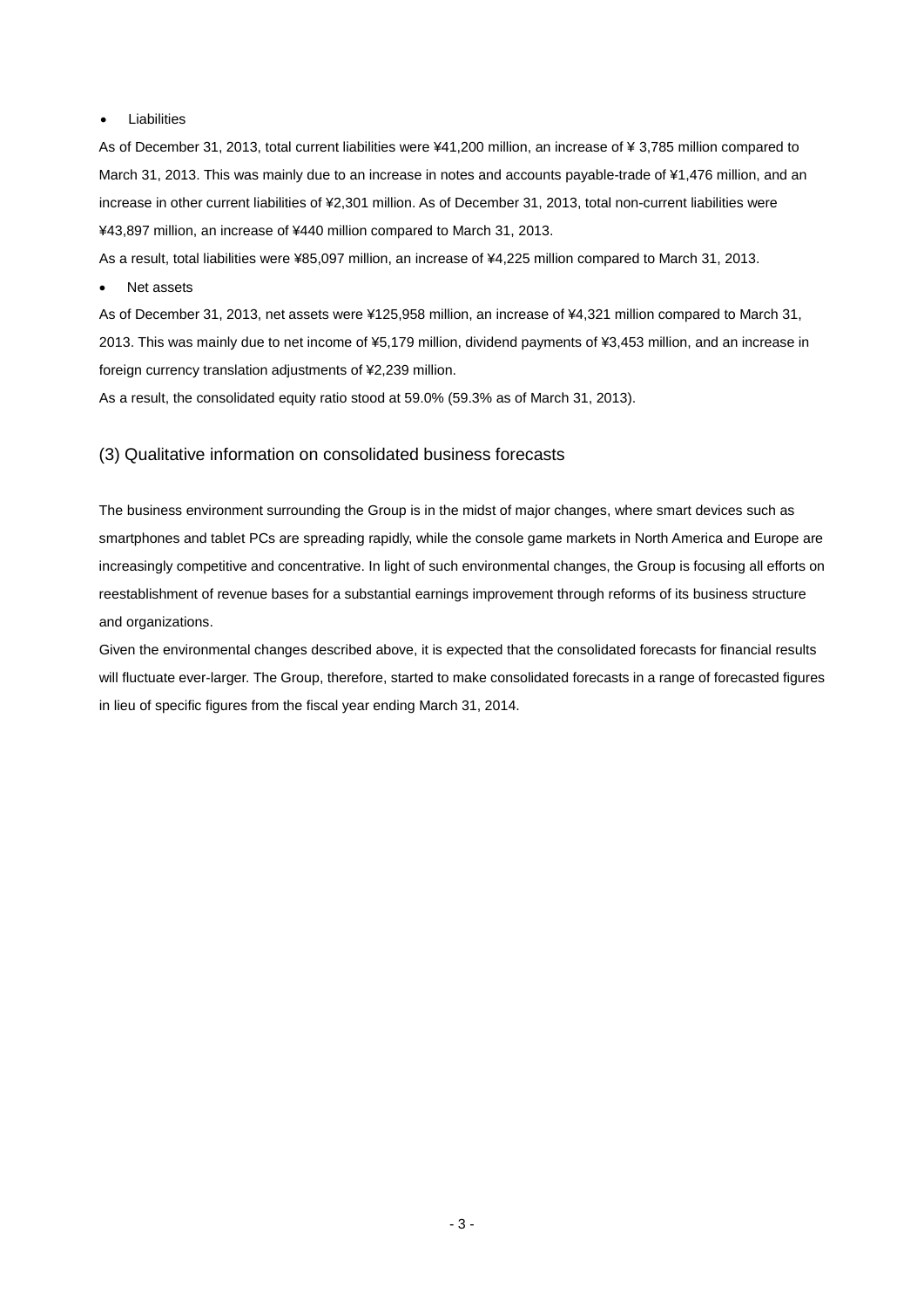- Liabilities

As of December 31, 2013, total current liabilities were ¥41,200 million, an increase of ¥ 3,785 million compared to March 31, 2013. This was mainly due to an increase in notes and accounts payable-trade of ¥1,476 million, and an increase in other current liabilities of ¥2,301 million. As of December 31, 2013, total non-current liabilities were ¥43,897 million, an increase of ¥440 million compared to March 31, 2013.

As a result, total liabilities were ¥85,097 million, an increase of ¥4,225 million compared to March 31, 2013.

- Net assets

As of December 31, 2013, net assets were ¥125,958 million, an increase of ¥4,321 million compared to March 31, 2013. This was mainly due to net income of ¥5,179 million, dividend payments of ¥3,453 million, and an increase in foreign currency translation adjustments of ¥2,239 million.

As a result, the consolidated equity ratio stood at 59.0% (59.3% as of March 31, 2013).

### (3) Qualitative information on consolidated business forecasts

The business environment surrounding the Group is in the midst of major changes, where smart devices such as smartphones and tablet PCs are spreading rapidly, while the console game markets in North America and Europe are increasingly competitive and concentrative. In light of such environmental changes, the Group is focusing all efforts on reestablishment of revenue bases for a substantial earnings improvement through reforms of its business structure and organizations.

Given the environmental changes described above, it is expected that the consolidated forecasts for financial results will fluctuate ever-larger. The Group, therefore, started to make consolidated forecasts in a range of forecasted figures in lieu of specific figures from the fiscal year ending March 31, 2014.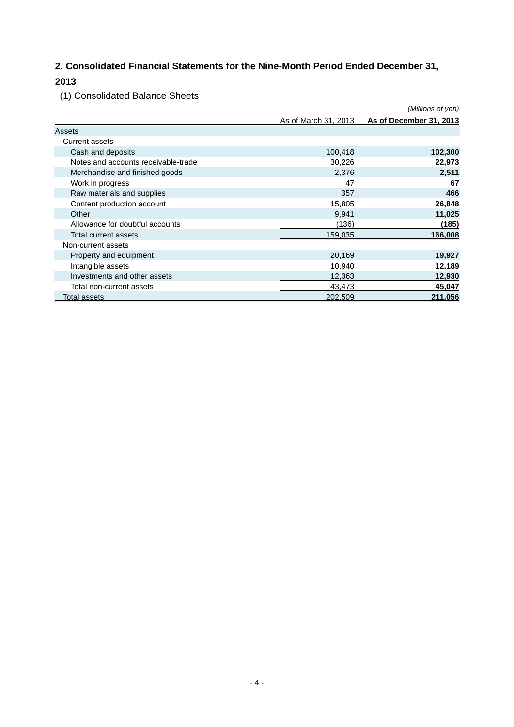## 2. Consolidated Financial Statements for the Nine-Month Period Ended December 31, 2013

### (1) Consolidated Balance Sheets

*(Millions of yen)*

| | As of March 31, 2013 | **As of December 31, 2013** |
|---|---:|---:|
| Assets | | |
| Current assets | | |
| Cash and deposits | 100,418 | **102,300** |
| Notes and accounts receivable-trade | 30,226 | **22,973** |
| Merchandise and finished goods | 2,376 | **2,511** |
| Work in progress | 47 | **67** |
| Raw materials and supplies | 357 | **466** |
| Content production account | 15,805 | **26,848** |
| Other | 9,941 | **11,025** |
| Allowance for doubtful accounts | (136) | **(185)** |
| Total current assets | 159,035 | **166,008** |
| Non-current assets | | |
| Property and equipment | 20,169 | **19,927** |
| Intangible assets | 10,940 | **12,189** |
| Investments and other assets | 12,363 | **12,930** |
| Total non-current assets | 43,473 | **45,047** |
| Total assets | 202,509 | **211,056** |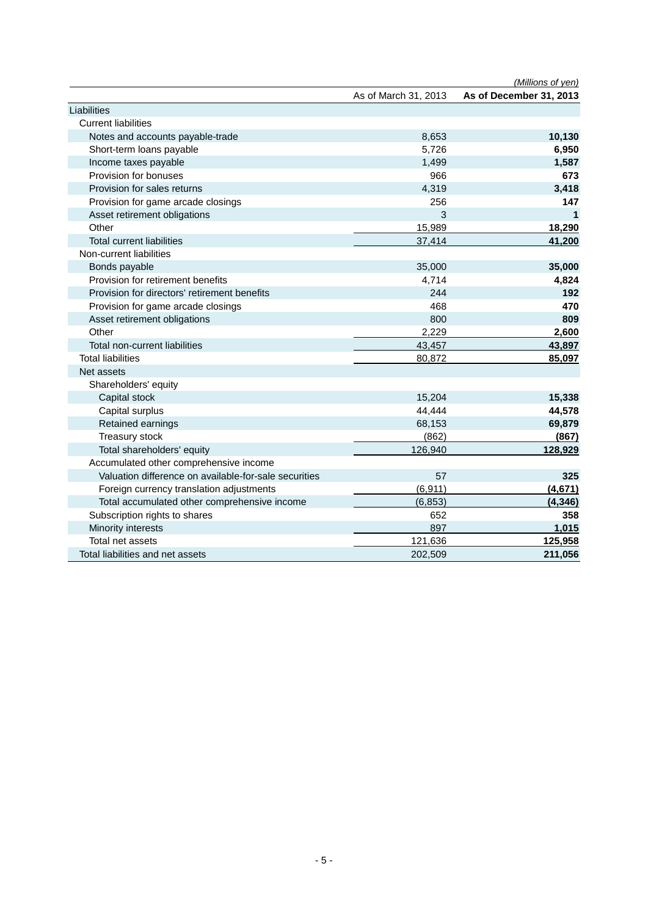(Millions of yen)

| | As of March 31, 2013 | **As of December 31, 2013** |
|---|---|---|
| Liabilities | | |
| Current liabilities | | |
| Notes and accounts payable-trade | 8,653 | **10,130** |
| Short-term loans payable | 5,726 | **6,950** |
| Income taxes payable | 1,499 | **1,587** |
| Provision for bonuses | 966 | **673** |
| Provision for sales returns | 4,319 | **3,418** |
| Provision for game arcade closings | 256 | **147** |
| Asset retirement obligations | 3 | **1** |
| Other | 15,989 | **18,290** |
| Total current liabilities | 37,414 | **41,200** |
| Non-current liabilities | | |
| Bonds payable | 35,000 | **35,000** |
| Provision for retirement benefits | 4,714 | **4,824** |
| Provision for directors' retirement benefits | 244 | **192** |
| Provision for game arcade closings | 468 | **470** |
| Asset retirement obligations | 800 | **809** |
| Other | 2,229 | **2,600** |
| Total non-current liabilities | 43,457 | **43,897** |
| Total liabilities | 80,872 | **85,097** |
| Net assets | | |
| Shareholders' equity | | |
| Capital stock | 15,204 | **15,338** |
| Capital surplus | 44,444 | **44,578** |
| Retained earnings | 68,153 | **69,879** |
| Treasury stock | (862) | **(867)** |
| Total shareholders' equity | 126,940 | **128,929** |
| Accumulated other comprehensive income | | |
| Valuation difference on available-for-sale securities | 57 | **325** |
| Foreign currency translation adjustments | (6,911) | **(4,671)** |
| Total accumulated other comprehensive income | (6,853) | **(4,346)** |
| Subscription rights to shares | 652 | **358** |
| Minority interests | 897 | **1,015** |
| Total net assets | 121,636 | **125,958** |
| Total liabilities and net assets | 202,509 | **211,056** |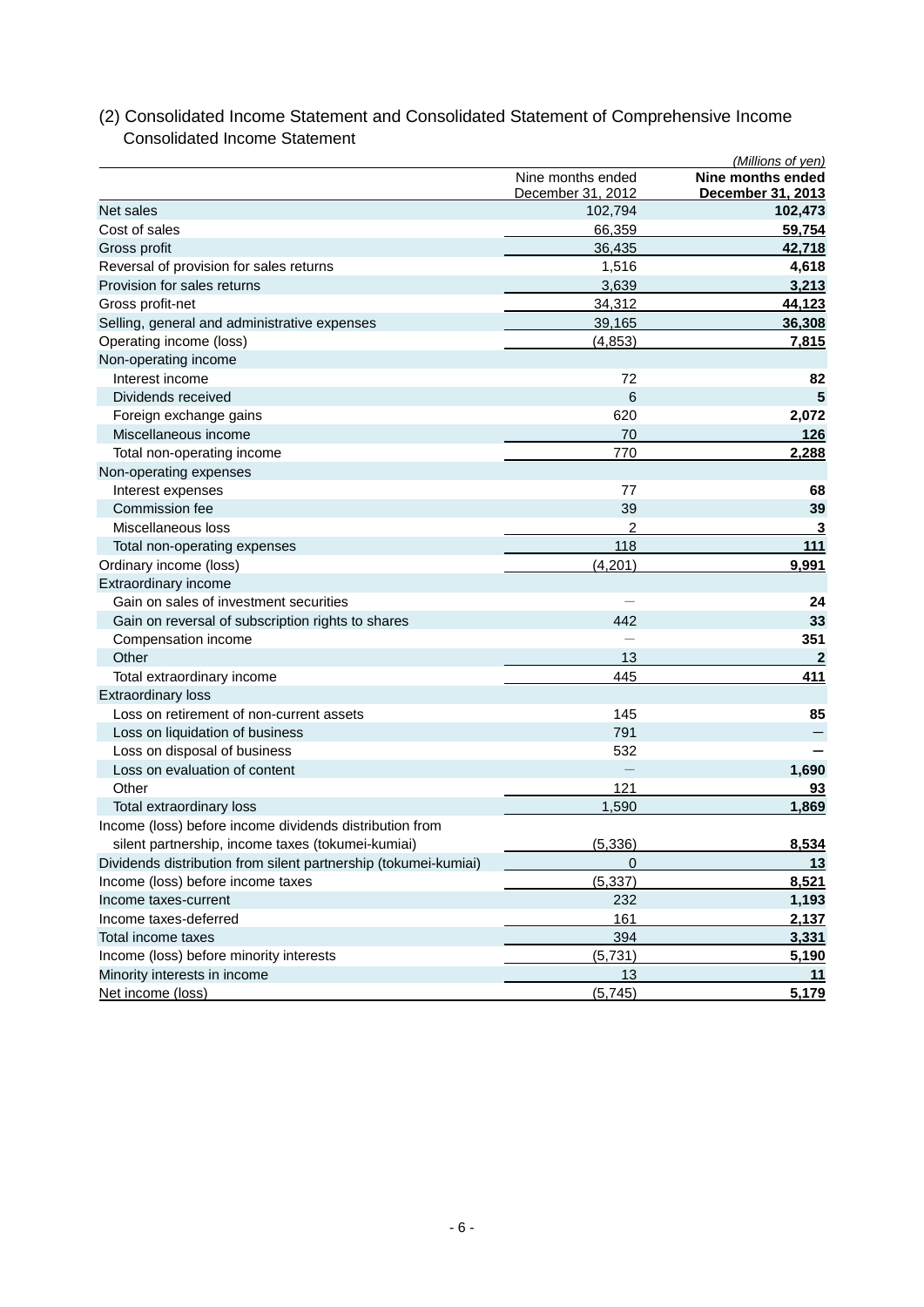(2) Consolidated Income Statement and Consolidated Statement of Comprehensive Income

Consolidated Income Statement

*(Millions of yen)*

| | Nine months ended December 31, 2012 | **Nine months ended December 31, 2013** |
|---|---|---|
| Net sales | 102,794 | **102,473** |
| Cost of sales | 66,359 | **59,754** |
| Gross profit | 36,435 | **42,718** |
| Reversal of provision for sales returns | 1,516 | **4,618** |
| Provision for sales returns | 3,639 | **3,213** |
| Gross profit-net | 34,312 | **44,123** |
| Selling, general and administrative expenses | 39,165 | **36,308** |
| Operating income (loss) | (4,853) | **7,815** |
| Non-operating income | | |
| Interest income | 72 | **82** |
| Dividends received | 6 | **5** |
| Foreign exchange gains | 620 | **2,072** |
| Miscellaneous income | 70 | **126** |
| Total non-operating income | 770 | **2,288** |
| Non-operating expenses | | |
| Interest expenses | 77 | **68** |
| Commission fee | 39 | **39** |
| Miscellaneous loss | 2 | **3** |
| Total non-operating expenses | 118 | **111** |
| Ordinary income (loss) | (4,201) | **9,991** |
| Extraordinary income | | |
| Gain on sales of investment securities | － | **24** |
| Gain on reversal of subscription rights to shares | 442 | **33** |
| Compensation income | － | **351** |
| Other | 13 | **2** |
| Total extraordinary income | 445 | **411** |
| Extraordinary loss | | |
| Loss on retirement of non-current assets | 145 | **85** |
| Loss on liquidation of business | 791 | **－** |
| Loss on disposal of business | 532 | **－** |
| Loss on evaluation of content | － | **1,690** |
| Other | 121 | **93** |
| Total extraordinary loss | 1,590 | **1,869** |
| Income (loss) before income dividends distribution from silent partnership, income taxes (tokumei-kumiai) | (5,336) | **8,534** |
| Dividends distribution from silent partnership (tokumei-kumiai) | 0 | **13** |
| Income (loss) before income taxes | (5,337) | **8,521** |
| Income taxes-current | 232 | **1,193** |
| Income taxes-deferred | 161 | **2,137** |
| Total income taxes | 394 | **3,331** |
| Income (loss) before minority interests | (5,731) | **5,190** |
| Minority interests in income | 13 | **11** |
| Net income (loss) | (5,745) | **5,179** |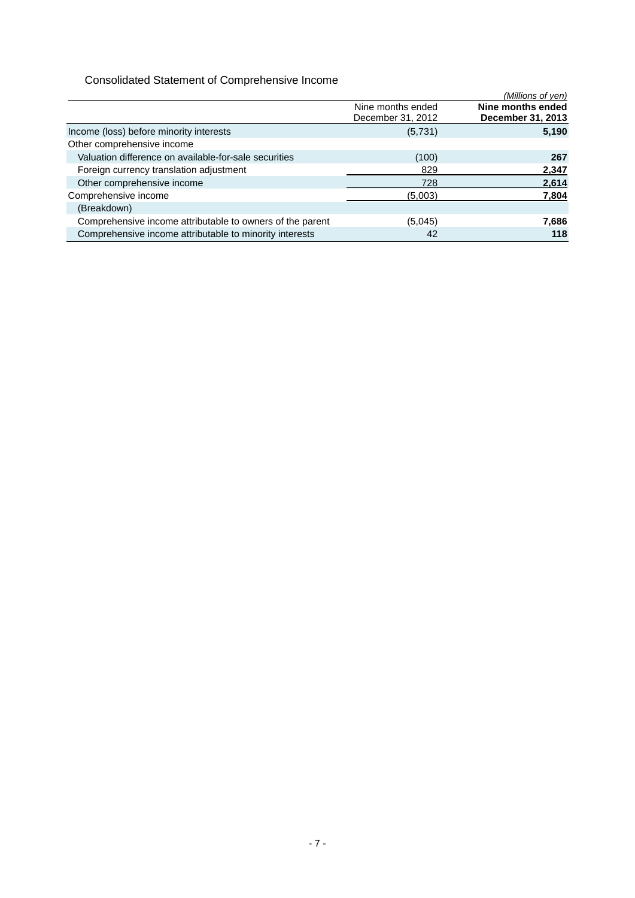## Consolidated Statement of Comprehensive Income

*(Millions of yen)*

| | Nine months ended December 31, 2012 | **Nine months ended December 31, 2013** |
|---|---|---|
| Income (loss) before minority interests | (5,731) | **5,190** |
| Other comprehensive income | | |
| Valuation difference on available-for-sale securities | (100) | **267** |
| Foreign currency translation adjustment | 829 | **2,347** |
| Other comprehensive income | 728 | **2,614** |
| Comprehensive income | (5,003) | **7,804** |
| (Breakdown) | | |
| Comprehensive income attributable to owners of the parent | (5,045) | **7,686** |
| Comprehensive income attributable to minority interests | 42 | **118** |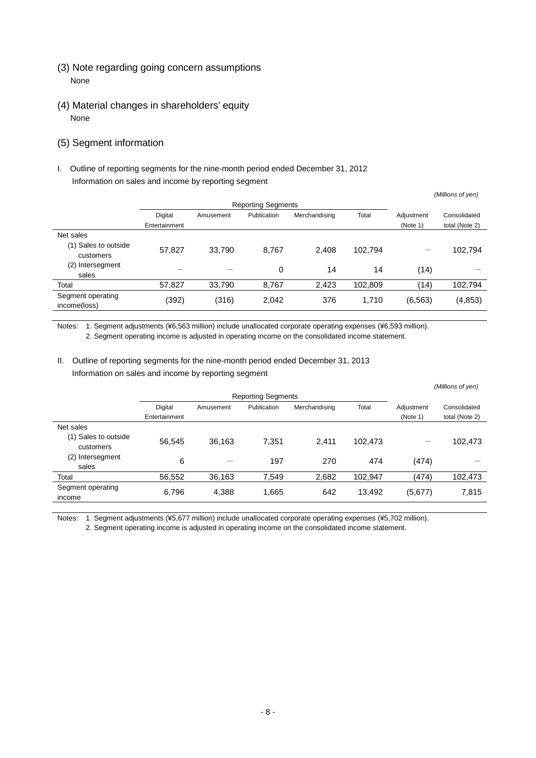## (3) Note regarding going concern assumptions

None

## (4) Material changes in shareholders' equity

None

## (5) Segment information

I. Outline of reporting segments for the nine-month period ended December 31, 2012

Information on sales and income by reporting segment

*(Millions of yen)*

| | Reporting Segments | | | | | | |
|---|---|---|---|---|---|---|---|
| | Digital Entertainment | Amusement | Publication | Merchandising | Total | Adjustment (Note 1) | Consolidated total (Note 2) |
| Net sales | | | | | | | |
| (1) Sales to outside customers | 57,827 | 33,790 | 8,767 | 2,408 | 102,794 | ― | 102,794 |
| (2) Intersegment sales | ― | ― | 0 | 14 | 14 | (14) | ― |
| Total | 57,827 | 33,790 | 8,767 | 2,423 | 102,809 | (14) | 102,794 |
| Segment operating income(loss) | (392) | (316) | 2,042 | 376 | 1,710 | (6,563) | (4,853) |

Notes: 1. Segment adjustments (¥6,563 million) include unallocated corporate operating expenses (¥6,593 million).
2. Segment operating income is adjusted in operating income on the consolidated income statement.

II. Outline of reporting segments for the nine-month period ended December 31, 2013

Information on sales and income by reporting segment

*(Millions of yen)*

| | Reporting Segments | | | | | | |
|---|---|---|---|---|---|---|---|
| | Digital Entertainment | Amusement | Publication | Merchandising | Total | Adjustment (Note 1) | Consolidated total (Note 2) |
| Net sales | | | | | | | |
| (1) Sales to outside customers | 56,545 | 36,163 | 7,351 | 2,411 | 102,473 | ― | 102,473 |
| (2) Intersegment sales | 6 | ― | 197 | 270 | 474 | (474) | ― |
| Total | 56,552 | 36,163 | 7,549 | 2,682 | 102,947 | (474) | 102,473 |
| Segment operating income | 6,796 | 4,388 | 1,665 | 642 | 13,492 | (5,677) | 7,815 |

Notes: 1. Segment adjustments (¥5,677 million) include unallocated corporate operating expenses (¥5,702 million).
2. Segment operating income is adjusted in operating income on the consolidated income statement.